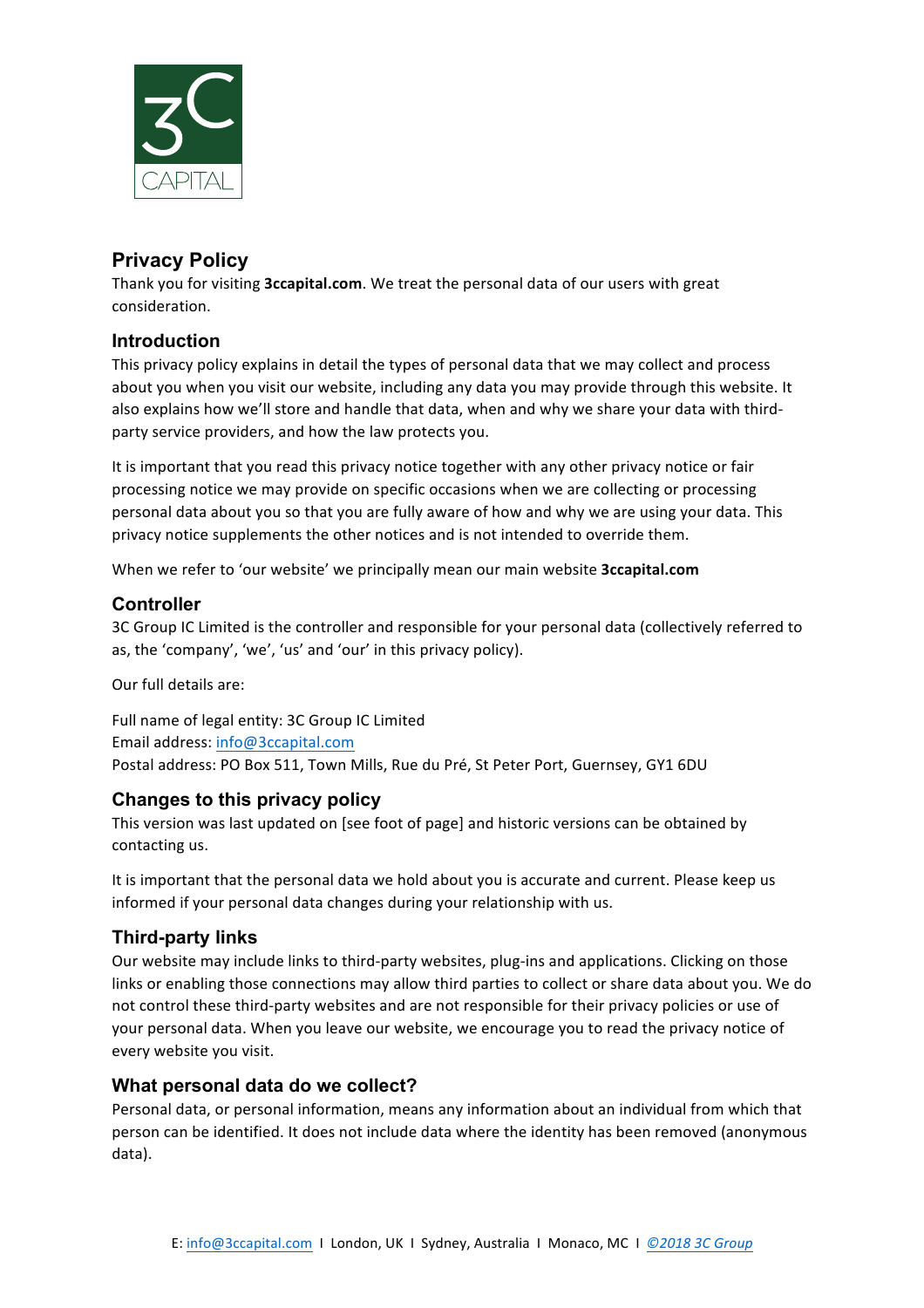# Privacy Policy

Thank you for visiting **3ccapital.com**. We treat the personal data of our users with great consideration.

## Introduction

This privacy policy explains in detail the types of personal data that we may collect and process about you when you visit our website, including any data you may provide through this website. It also explains how we'll store and handle that data, when and why we share your data with third-party service providers, and how the law protects you.

It is important that you read this privacy notice together with any other privacy notice or fair processing notice we may provide on specific occasions when we are collecting or processing personal data about you so that you are fully aware of how and why we are using your data. This privacy notice supplements the other notices and is not intended to override them.

When we refer to 'our website' we principally mean our main website **3ccapital.com**

## Controller

3C Group IC Limited is the controller and responsible for your personal data (collectively referred to as, the 'company', 'we', 'us' and 'our' in this privacy policy).

Our full details are:

Full name of legal entity: 3C Group IC Limited
Email address: info@3ccapital.com
Postal address: PO Box 511, Town Mills, Rue du Pré, St Peter Port, Guernsey, GY1 6DU

## Changes to this privacy policy

This version was last updated on [see foot of page] and historic versions can be obtained by contacting us.

It is important that the personal data we hold about you is accurate and current. Please keep us informed if your personal data changes during your relationship with us.

## Third-party links

Our website may include links to third-party websites, plug-ins and applications. Clicking on those links or enabling those connections may allow third parties to collect or share data about you. We do not control these third-party websites and are not responsible for their privacy policies or use of your personal data. When you leave our website, we encourage you to read the privacy notice of every website you visit.

## What personal data do we collect?

Personal data, or personal information, means any information about an individual from which that person can be identified. It does not include data where the identity has been removed (anonymous data).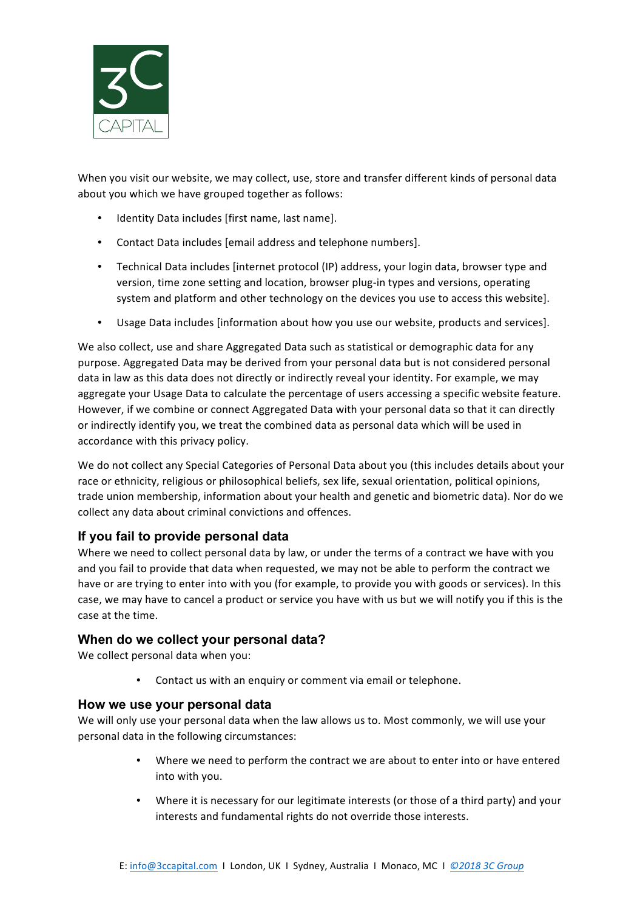When you visit our website, we may collect, use, store and transfer different kinds of personal data about you which we have grouped together as follows:

- Identity Data includes [first name, last name].
- Contact Data includes [email address and telephone numbers].
- Technical Data includes [internet protocol (IP) address, your login data, browser type and version, time zone setting and location, browser plug-in types and versions, operating system and platform and other technology on the devices you use to access this website].
- Usage Data includes [information about how you use our website, products and services].

We also collect, use and share Aggregated Data such as statistical or demographic data for any purpose. Aggregated Data may be derived from your personal data but is not considered personal data in law as this data does not directly or indirectly reveal your identity. For example, we may aggregate your Usage Data to calculate the percentage of users accessing a specific website feature. However, if we combine or connect Aggregated Data with your personal data so that it can directly or indirectly identify you, we treat the combined data as personal data which will be used in accordance with this privacy policy.

We do not collect any Special Categories of Personal Data about you (this includes details about your race or ethnicity, religious or philosophical beliefs, sex life, sexual orientation, political opinions, trade union membership, information about your health and genetic and biometric data). Nor do we collect any data about criminal convictions and offences.

## If you fail to provide personal data

Where we need to collect personal data by law, or under the terms of a contract we have with you and you fail to provide that data when requested, we may not be able to perform the contract we have or are trying to enter into with you (for example, to provide you with goods or services). In this case, we may have to cancel a product or service you have with us but we will notify you if this is the case at the time.

## When do we collect your personal data?

We collect personal data when you:

- Contact us with an enquiry or comment via email or telephone.

## How we use your personal data

We will only use your personal data when the law allows us to. Most commonly, we will use your personal data in the following circumstances:

- Where we need to perform the contract we are about to enter into or have entered into with you.
- Where it is necessary for our legitimate interests (or those of a third party) and your interests and fundamental rights do not override those interests.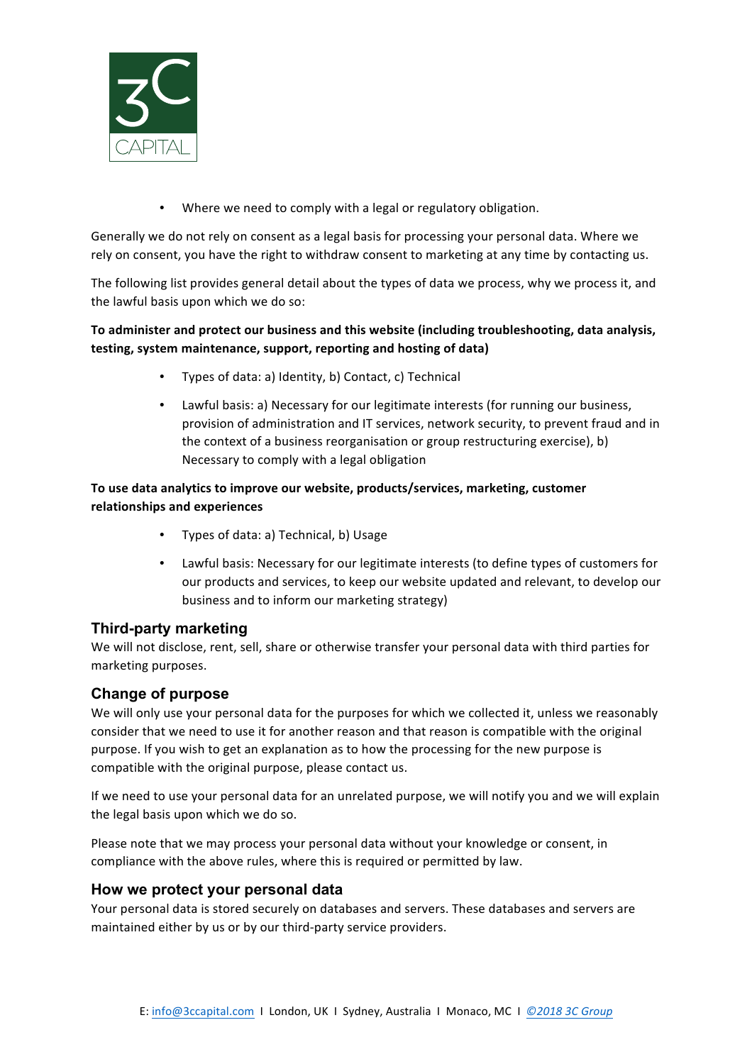- Where we need to comply with a legal or regulatory obligation.

Generally we do not rely on consent as a legal basis for processing your personal data. Where we rely on consent, you have the right to withdraw consent to marketing at any time by contacting us.

The following list provides general detail about the types of data we process, why we process it, and the lawful basis upon which we do so:

**To administer and protect our business and this website (including troubleshooting, data analysis, testing, system maintenance, support, reporting and hosting of data)**

- Types of data: a) Identity, b) Contact, c) Technical
- Lawful basis: a) Necessary for our legitimate interests (for running our business, provision of administration and IT services, network security, to prevent fraud and in the context of a business reorganisation or group restructuring exercise), b) Necessary to comply with a legal obligation

**To use data analytics to improve our website, products/services, marketing, customer relationships and experiences**

- Types of data: a) Technical, b) Usage
- Lawful basis: Necessary for our legitimate interests (to define types of customers for our products and services, to keep our website updated and relevant, to develop our business and to inform our marketing strategy)

## Third-party marketing

We will not disclose, rent, sell, share or otherwise transfer your personal data with third parties for marketing purposes.

## Change of purpose

We will only use your personal data for the purposes for which we collected it, unless we reasonably consider that we need to use it for another reason and that reason is compatible with the original purpose. If you wish to get an explanation as to how the processing for the new purpose is compatible with the original purpose, please contact us.

If we need to use your personal data for an unrelated purpose, we will notify you and we will explain the legal basis upon which we do so.

Please note that we may process your personal data without your knowledge or consent, in compliance with the above rules, where this is required or permitted by law.

## How we protect your personal data

Your personal data is stored securely on databases and servers. These databases and servers are maintained either by us or by our third-party service providers.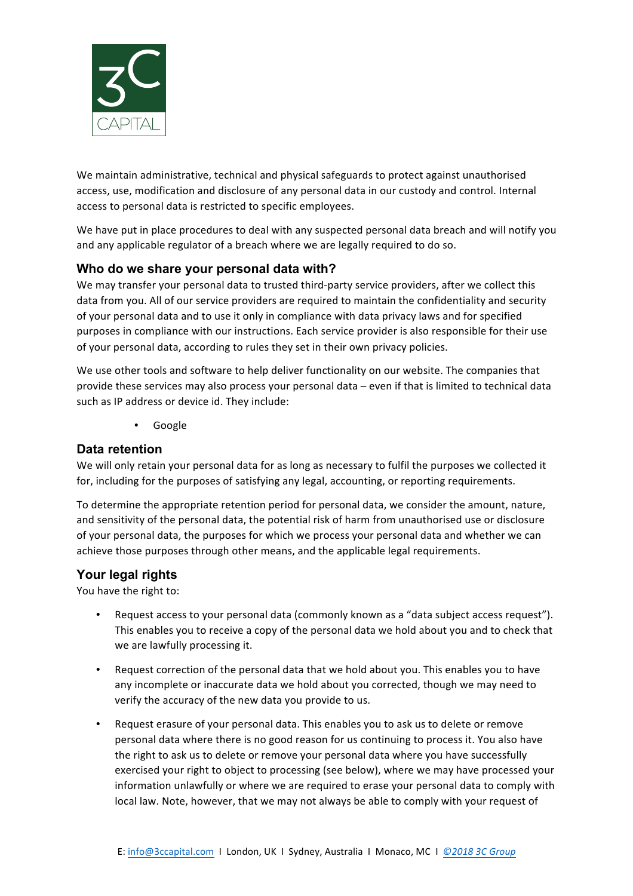We maintain administrative, technical and physical safeguards to protect against unauthorised access, use, modification and disclosure of any personal data in our custody and control. Internal access to personal data is restricted to specific employees.

We have put in place procedures to deal with any suspected personal data breach and will notify you and any applicable regulator of a breach where we are legally required to do so.

## Who do we share your personal data with?

We may transfer your personal data to trusted third-party service providers, after we collect this data from you. All of our service providers are required to maintain the confidentiality and security of your personal data and to use it only in compliance with data privacy laws and for specified purposes in compliance with our instructions. Each service provider is also responsible for their use of your personal data, according to rules they set in their own privacy policies.

We use other tools and software to help deliver functionality on our website. The companies that provide these services may also process your personal data – even if that is limited to technical data such as IP address or device id. They include:

- Google

## Data retention

We will only retain your personal data for as long as necessary to fulfil the purposes we collected it for, including for the purposes of satisfying any legal, accounting, or reporting requirements.

To determine the appropriate retention period for personal data, we consider the amount, nature, and sensitivity of the personal data, the potential risk of harm from unauthorised use or disclosure of your personal data, the purposes for which we process your personal data and whether we can achieve those purposes through other means, and the applicable legal requirements.

## Your legal rights

You have the right to:

- Request access to your personal data (commonly known as a "data subject access request"). This enables you to receive a copy of the personal data we hold about you and to check that we are lawfully processing it.
- Request correction of the personal data that we hold about you. This enables you to have any incomplete or inaccurate data we hold about you corrected, though we may need to verify the accuracy of the new data you provide to us.
- Request erasure of your personal data. This enables you to ask us to delete or remove personal data where there is no good reason for us continuing to process it. You also have the right to ask us to delete or remove your personal data where you have successfully exercised your right to object to processing (see below), where we may have processed your information unlawfully or where we are required to erase your personal data to comply with local law. Note, however, that we may not always be able to comply with your request of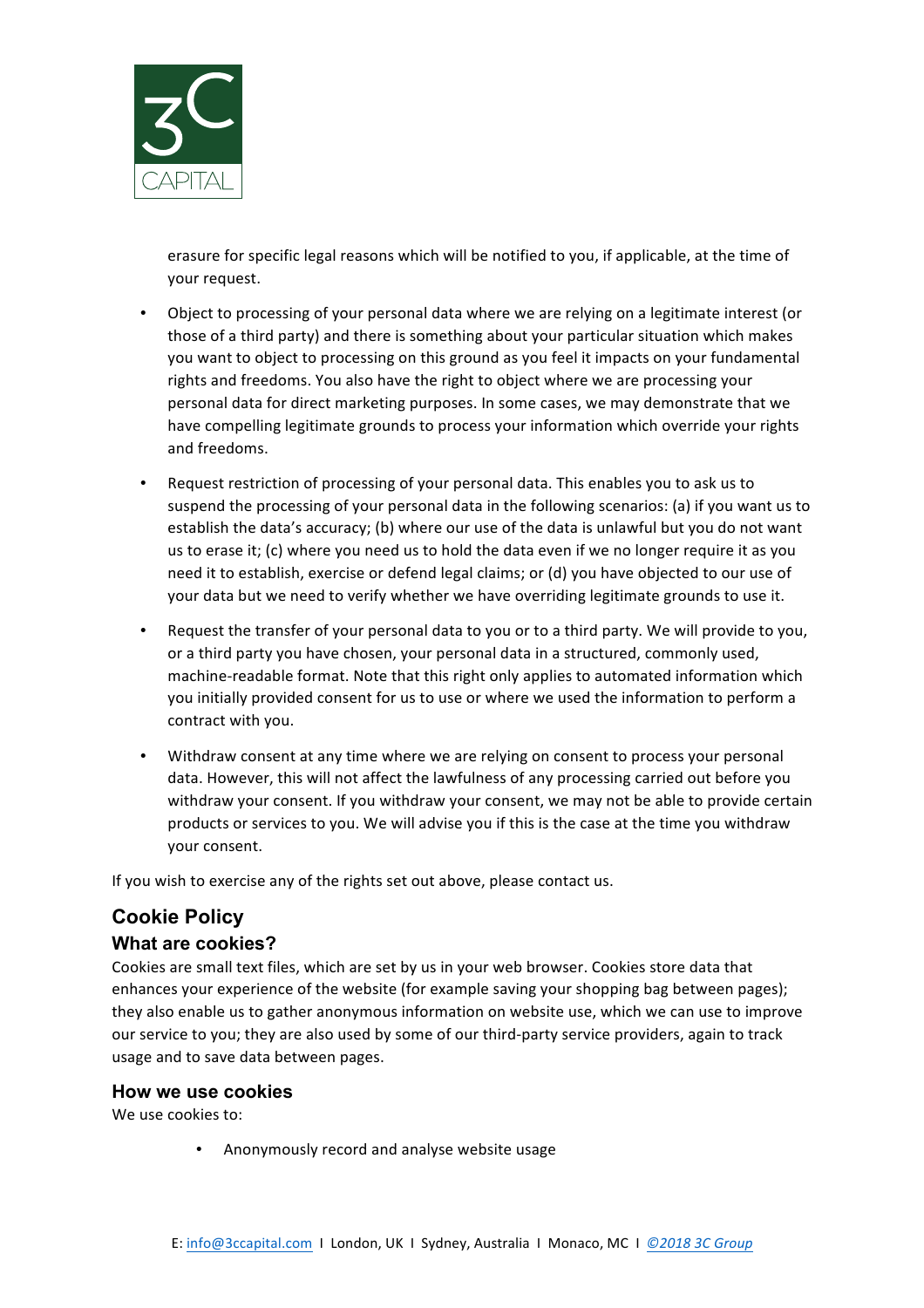erasure for specific legal reasons which will be notified to you, if applicable, at the time of your request.

- Object to processing of your personal data where we are relying on a legitimate interest (or those of a third party) and there is something about your particular situation which makes you want to object to processing on this ground as you feel it impacts on your fundamental rights and freedoms. You also have the right to object where we are processing your personal data for direct marketing purposes. In some cases, we may demonstrate that we have compelling legitimate grounds to process your information which override your rights and freedoms.
- Request restriction of processing of your personal data. This enables you to ask us to suspend the processing of your personal data in the following scenarios: (a) if you want us to establish the data's accuracy; (b) where our use of the data is unlawful but you do not want us to erase it; (c) where you need us to hold the data even if we no longer require it as you need it to establish, exercise or defend legal claims; or (d) you have objected to our use of your data but we need to verify whether we have overriding legitimate grounds to use it.
- Request the transfer of your personal data to you or to a third party. We will provide to you, or a third party you have chosen, your personal data in a structured, commonly used, machine-readable format. Note that this right only applies to automated information which you initially provided consent for us to use or where we used the information to perform a contract with you.
- Withdraw consent at any time where we are relying on consent to process your personal data. However, this will not affect the lawfulness of any processing carried out before you withdraw your consent. If you withdraw your consent, we may not be able to provide certain products or services to you. We will advise you if this is the case at the time you withdraw your consent.

If you wish to exercise any of the rights set out above, please contact us.

## Cookie Policy

### What are cookies?

Cookies are small text files, which are set by us in your web browser. Cookies store data that enhances your experience of the website (for example saving your shopping bag between pages); they also enable us to gather anonymous information on website use, which we can use to improve our service to you; they are also used by some of our third-party service providers, again to track usage and to save data between pages.

### How we use cookies

We use cookies to:

- Anonymously record and analyse website usage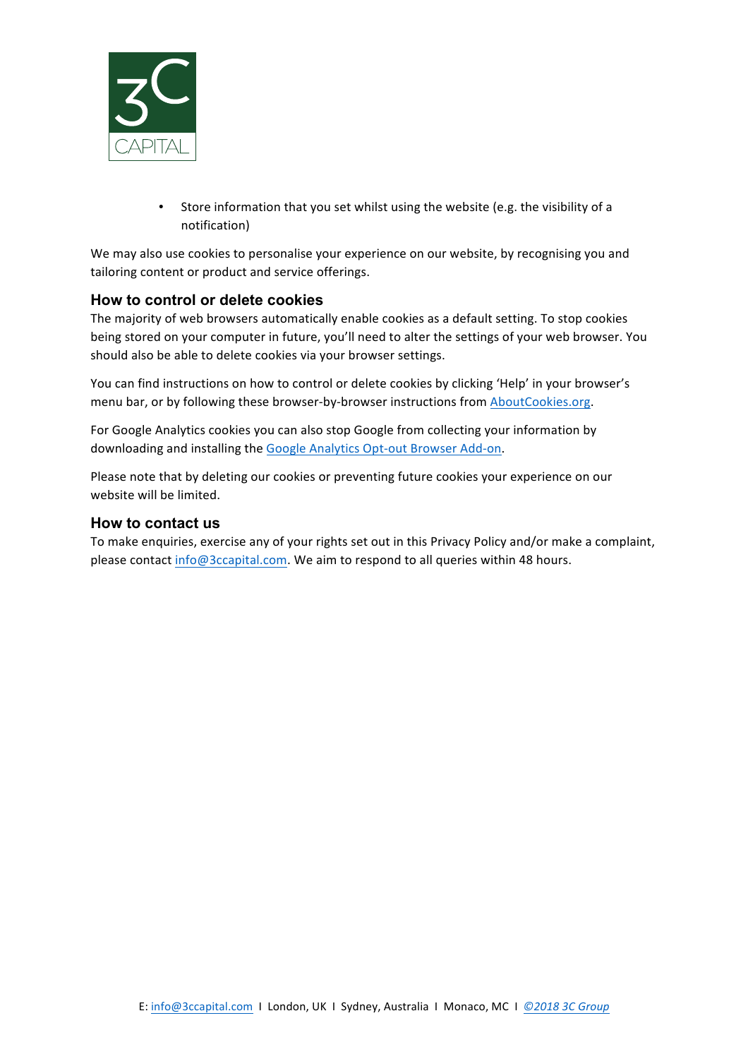- Store information that you set whilst using the website (e.g. the visibility of a notification)

We may also use cookies to personalise your experience on our website, by recognising you and tailoring content or product and service offerings.

## How to control or delete cookies

The majority of web browsers automatically enable cookies as a default setting. To stop cookies being stored on your computer in future, you'll need to alter the settings of your web browser. You should also be able to delete cookies via your browser settings.

You can find instructions on how to control or delete cookies by clicking 'Help' in your browser's menu bar, or by following these browser-by-browser instructions from AboutCookies.org.

For Google Analytics cookies you can also stop Google from collecting your information by downloading and installing the Google Analytics Opt-out Browser Add-on.

Please note that by deleting our cookies or preventing future cookies your experience on our website will be limited.

## How to contact us

To make enquiries, exercise any of your rights set out in this Privacy Policy and/or make a complaint, please contact info@3ccapital.com. We aim to respond to all queries within 48 hours.